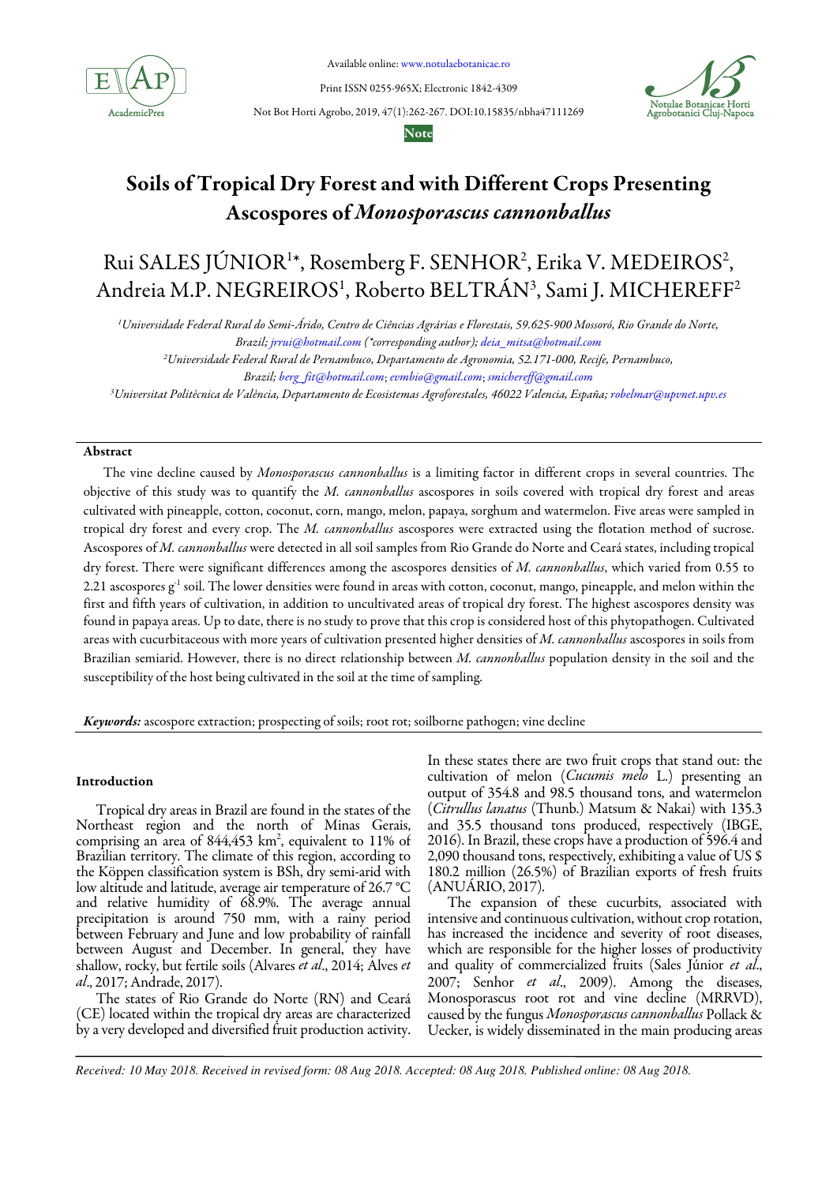Note

# Soils of Tropical Dry Forest and with Different Crops Presenting Ascospores of *Monosporascus cannonballus*

## Rui SALES JÚNIOR[1*], Rosemberg F. SENHOR[2], Erika V. MEDEIROS[2], Andreia M.P. NEGREIROS[1], Roberto BELTRÁN[3], Sami J. MICHEREFF[2]

[1]*Universidade Federal Rural do Semi-Árido, Centro de Ciências Agrárias e Florestais, 59.625-900 Mossoró, Rio Grande do Norte, Brazil; jrrui@hotmail.com (\*corresponding author); deia_mitsa@hotmail.com*

[2]*Universidade Federal Rural de Pernambuco, Departamento de Agronomia, 52.171-000, Recife, Pernambuco, Brazil; berg_fit@hotmail.com; evmbio@gmail.com; smichereff@gmail.com*

[3]*Universitat Politècnica de València, Departamento de Ecosistemas Agroforestales, 46022 Valencia, España; robelmar@upvnet.upv.es*

### Abstract

The vine decline caused by *Monosporascus cannonballus* is a limiting factor in different crops in several countries. The objective of this study was to quantify the *M. cannonballus* ascospores in soils covered with tropical dry forest and areas cultivated with pineapple, cotton, coconut, corn, mango, melon, papaya, sorghum and watermelon. Five areas were sampled in tropical dry forest and every crop. The *M. cannonballus* ascospores were extracted using the flotation method of sucrose. Ascospores of *M. cannonballus* were detected in all soil samples from Rio Grande do Norte and Ceará states, including tropical dry forest. There were significant differences among the ascospores densities of *M. cannonballus*, which varied from 0.55 to 2.21 ascospores $g^{-1}$ soil. The lower densities were found in areas with cotton, coconut, mango, pineapple, and melon within the first and fifth years of cultivation, in addition to uncultivated areas of tropical dry forest. The highest ascospores density was found in papaya areas. Up to date, there is no study to prove that this crop is considered host of this phytopathogen. Cultivated areas with cucurbitaceous with more years of cultivation presented higher densities of *M. cannonballus* ascospores in soils from Brazilian semiarid. However, there is no direct relationship between *M. cannonballus* population density in the soil and the susceptibility of the host being cultivated in the soil at the time of sampling.

***Keywords:*** ascospore extraction; prospecting of soils; root rot; soilborne pathogen; vine decline

### Introduction

Tropical dry areas in Brazil are found in the states of the Northeast region and the north of Minas Gerais, comprising an area of 844,453 $km^2$, equivalent to 11% of Brazilian territory. The climate of this region, according to the Köppen classification system is BSh, dry semi-arid with low altitude and latitude, average air temperature of 26.7 °C and relative humidity of 68.9%. The average annual precipitation is around 750 mm, with a rainy period between February and June and low probability of rainfall between August and December. In general, they have shallow, rocky, but fertile soils (Alvares *et al*., 2014; Alves *et al*., 2017; Andrade, 2017).

The states of Rio Grande do Norte (RN) and Ceará (CE) located within the tropical dry areas are characterized by a very developed and diversified fruit production activity. In these states there are two fruit crops that stand out: the cultivation of melon (*Cucumis melo* L.) presenting an output of 354.8 and 98.5 thousand tons, and watermelon (*Citrullus lanatus* (Thunb.) Matsum & Nakai) with 135.3 and 35.5 thousand tons produced, respectively (IBGE, 2016). In Brazil, these crops have a production of 596.4 and 2,090 thousand tons, respectively, exhibiting a value of US $ 180.2 million (26.5%) of Brazilian exports of fresh fruits (ANUÁRIO, 2017).

The expansion of these cucurbits, associated with intensive and continuous cultivation, without crop rotation, has increased the incidence and severity of root diseases, which are responsible for the higher losses of productivity and quality of commercialized fruits (Sales Júnior *et al*., 2007; Senhor *et al*., 2009). Among the diseases, Monosporascus root rot and vine decline (MRRVD), caused by the fungus *Monosporascus cannonballus* Pollack & Uecker, is widely disseminated in the main producing areas

*Received: 10 May 2018. Received in revised form: 08 Aug 2018. Accepted: 08 Aug 2018. Published online: 08 Aug 2018.*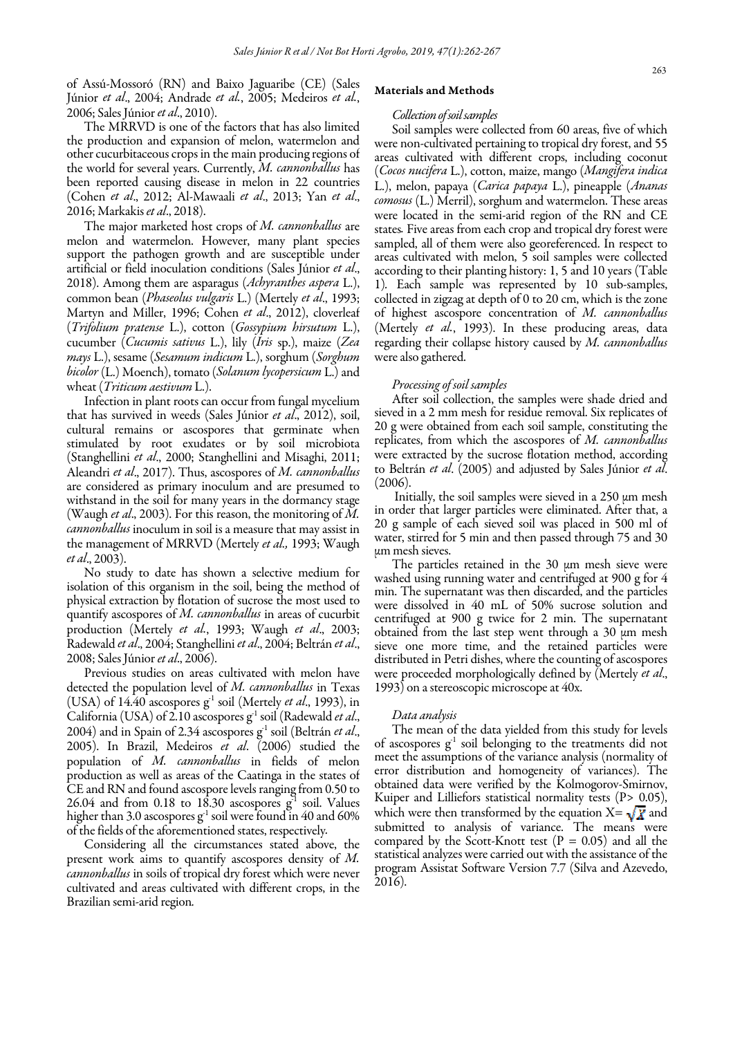of Assú-Mossoró (RN) and Baixo Jaguaribe (CE) (Sales Júnior *et al*., 2004; Andrade *et al*., 2005; Medeiros *et al*., 2006; Sales Júnior *et al*., 2010).

The MRRVD is one of the factors that has also limited the production and expansion of melon, watermelon and other cucurbitaceous crops in the main producing regions of the world for several years. Currently, *M. cannonballus* has been reported causing disease in melon in 22 countries (Cohen *et al*., 2012; Al-Mawaali *et al*., 2013; Yan *et al*., 2016; Markakis *et al*., 2018).

The major marketed host crops of *M. cannonballus* are melon and watermelon. However, many plant species support the pathogen growth and are susceptible under artificial or field inoculation conditions (Sales Júnior *et al*., 2018). Among them are asparagus (*Achyranthes aspera* L.), common bean (*Phaseolus vulgaris* L.) (Mertely *et al*., 1993; Martyn and Miller, 1996; Cohen *et al*., 2012), cloverleaf (*Trifolium pratense* L.), cotton (*Gossypium hirsutum* L.), cucumber (*Cucumis sativus* L.), lily (*Iris* sp.), maize (*Zea mays* L.), sesame (*Sesamum indicum* L.), sorghum (*Sorghum bicolor* (L.) Moench), tomato (*Solanum lycopersicum* L.) and wheat (*Triticum aestivum* L.).

Infection in plant roots can occur from fungal mycelium that has survived in weeds (Sales Júnior *et al*., 2012), soil, cultural remains or ascospores that germinate when stimulated by root exudates or by soil microbiota (Stanghellini *et al*., 2000; Stanghellini and Misaghi, 2011; Aleandri *et al*., 2017). Thus, ascospores of *M. cannonballus* are considered as primary inoculum and are presumed to withstand in the soil for many years in the dormancy stage (Waugh *et al*., 2003). For this reason, the monitoring of *M. cannonballus* inoculum in soil is a measure that may assist in the management of MRRVD (Mertely *et al.,* 1993; Waugh *et al*., 2003).

No study to date has shown a selective medium for isolation of this organism in the soil, being the method of physical extraction by flotation of sucrose the most used to quantify ascospores of *M. cannonballus* in areas of cucurbit production (Mertely *et al*., 1993; Waugh *et al*., 2003; Radewald *et al*., 2004; Stanghellini *et al*., 2004; Beltrán *et al*., 2008; Sales Júnior *et al*., 2006).

Previous studies on areas cultivated with melon have detected the population level of *M. cannonballus* in Texas (USA) of 14.40 ascospores $g^{-1}$ soil (Mertely *et al*., 1993), in California (USA) of 2.10 ascospores $g^{-1}$ soil (Radewald *et al*., 2004) and in Spain of 2.34 ascospores $g^{-1}$ soil (Beltrán *et al*., 2005). In Brazil, Medeiros *et al*. (2006) studied the population of *M. cannonballus* in fields of melon production as well as areas of the Caatinga in the states of CE and RN and found ascospore levels ranging from 0.50 to 26.04 and from 0.18 to 18.30 ascospores $g^{-1}$ soil. Values higher than 3.0 ascospores $g^{-1}$ soil were found in 40 and 60% of the fields of the aforementioned states, respectively.

Considering all the circumstances stated above, the present work aims to quantify ascospores density of *M. cannonballus* in soils of tropical dry forest which were never cultivated and areas cultivated with different crops, in the Brazilian semi-arid region.

## Materials and Methods

### *Collection of soil samples*

Soil samples were collected from 60 areas, five of which were non-cultivated pertaining to tropical dry forest, and 55 areas cultivated with different crops, including coconut (*Cocos nucifera* L.), cotton, maize, mango (*Mangifera indica* L.), melon, papaya (*Carica papaya* L.), pineapple (*Ananas comosus* (L.) Merril), sorghum and watermelon. These areas were located in the semi-arid region of the RN and CE states. Five areas from each crop and tropical dry forest were sampled, all of them were also georeferenced. In respect to areas cultivated with melon, 5 soil samples were collected according to their planting history: 1, 5 and 10 years (Table 1). Each sample was represented by 10 sub-samples, collected in zigzag at depth of 0 to 20 cm, which is the zone of highest ascospore concentration of *M. cannonballus* (Mertely *et al*., 1993). In these producing areas, data regarding their collapse history caused by *M. cannonballus* were also gathered.

### *Processing of soil samples*

After soil collection, the samples were shade dried and sieved in a 2 mm mesh for residue removal. Six replicates of 20 g were obtained from each soil sample, constituting the replicates, from which the ascospores of *M. cannonballus* were extracted by the sucrose flotation method, according to Beltrán *et al*. (2005) and adjusted by Sales Júnior *et al*. (2006).

Initially, the soil samples were sieved in a 250 μm mesh in order that larger particles were eliminated. After that, a 20 g sample of each sieved soil was placed in 500 ml of water, stirred for 5 min and then passed through 75 and 30 μm mesh sieves.

The particles retained in the 30 μm mesh sieve were washed using running water and centrifuged at 900 g for 4 min. The supernatant was then discarded, and the particles were dissolved in 40 mL of 50% sucrose solution and centrifuged at 900 g twice for 2 min. The supernatant obtained from the last step went through a 30 μm mesh sieve one more time, and the retained particles were distributed in Petri dishes, where the counting of ascospores were proceeded morphologically defined by (Mertely *et al*., 1993) on a stereoscopic microscope at 40x.

### *Data analysis*

The mean of the data yielded from this study for levels of ascospores $g^{-1}$ soil belonging to the treatments did not meet the assumptions of the variance analysis (normality of error distribution and homogeneity of variances). The obtained data were verified by the Kolmogorov-Smirnov, Kuiper and Lilliefors statistical normality tests ($P > 0.05$), which were then transformed by the equation $X = \sqrt{X}$ and submitted to analysis of variance. The means were compared by the Scott-Knott test ($P = 0.05$) and all the statistical analyzes were carried out with the assistance of the program Assistat Software Version 7.7 (Silva and Azevedo, 2016).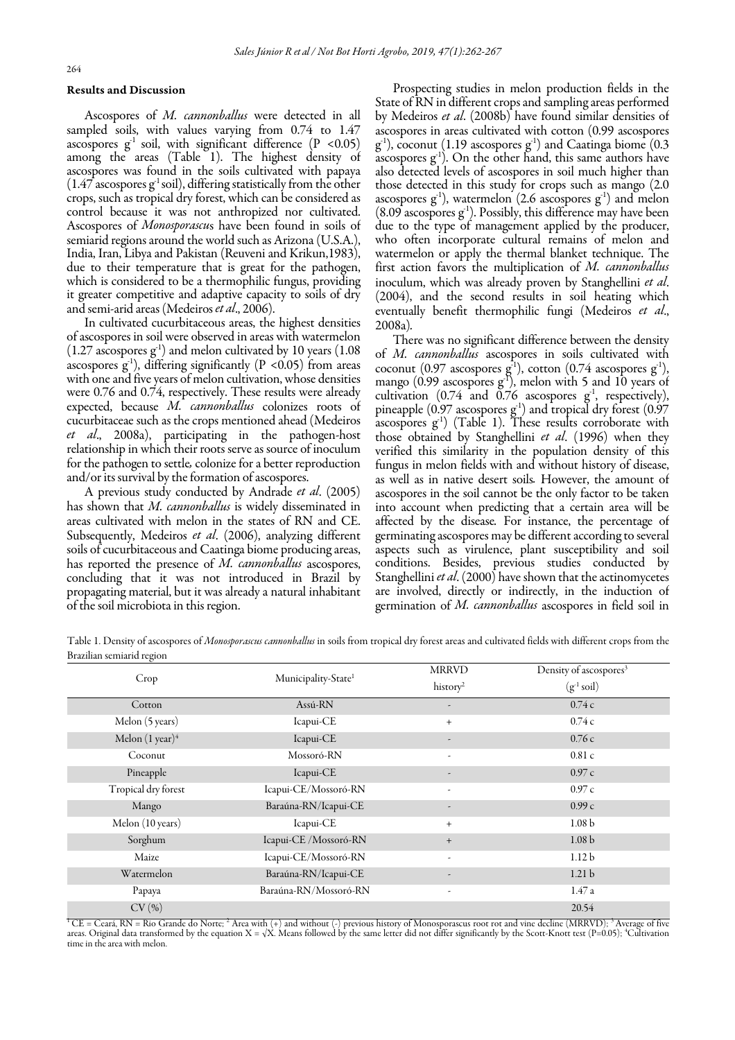## Results and Discussion

Ascospores of *M. cannonballus* were detected in all sampled soils, with values varying from 0.74 to 1.47 ascospores $g^{-1}$ soil, with significant difference ($P < 0.05$) among the areas (Table 1). The highest density of ascospores was found in the soils cultivated with papaya (1.47 ascospores $g^{-1}$ soil), differing statistically from the other crops, such as tropical dry forest, which can be considered as control because it was not anthropized nor cultivated. Ascospores of *Monosporascus* have been found in soils of semiarid regions around the world such as Arizona (U.S.A.), India, Iran, Libya and Pakistan (Reuveni and Krikun,1983), due to their temperature that is great for the pathogen, which is considered to be a thermophilic fungus, providing it greater competitive and adaptive capacity to soils of dry and semi-arid areas (Medeiros *et al*., 2006).

In cultivated cucurbitaceous areas, the highest densities of ascospores in soil were observed in areas with watermelon (1.27 ascospores $g^{-1}$) and melon cultivated by 10 years (1.08 ascospores $g^{-1}$), differing significantly ($P < 0.05$) from areas with one and five years of melon cultivation, whose densities were 0.76 and 0.74, respectively. These results were already expected, because *M. cannonballus* colonizes roots of cucurbitaceae such as the crops mentioned ahead (Medeiros *et al*., 2008a), participating in the pathogen-host relationship in which their roots serve as source of inoculum for the pathogen to settle, colonize for a better reproduction and/or its survival by the formation of ascospores.

A previous study conducted by Andrade *et al*. (2005) has shown that *M. cannonballus* is widely disseminated in areas cultivated with melon in the states of RN and CE. Subsequently, Medeiros *et al*. (2006), analyzing different soils of cucurbitaceous and Caatinga biome producing areas, has reported the presence of *M. cannonballus* ascospores, concluding that it was not introduced in Brazil by propagating material, but it was already a natural inhabitant of the soil microbiota in this region.

Prospecting studies in melon production fields in the State of RN in different crops and sampling areas performed by Medeiros *et al*. (2008b) have found similar densities of ascospores in areas cultivated with cotton (0.99 ascospores $g^{-1}$), coconut (1.19 ascospores $g^{-1}$) and Caatinga biome (0.3 ascospores $g^{-1}$). On the other hand, this same authors have also detected levels of ascospores in soil much higher than those detected in this study for crops such as mango (2.0 ascospores $g^{-1}$), watermelon (2.6 ascospores $g^{-1}$) and melon (8.09 ascospores $g^{-1}$). Possibly, this difference may have been due to the type of management applied by the producer, who often incorporate cultural remains of melon and watermelon or apply the thermal blanket technique. The first action favors the multiplication of *M. cannonballus* inoculum, which was already proven by Stanghellini *et al*. (2004), and the second results in soil heating which eventually benefit thermophilic fungi (Medeiros *et al*., 2008a).

There was no significant difference between the density of *M. cannonballus* ascospores in soils cultivated with coconut (0.97 ascospores $g^{-1}$), cotton (0.74 ascospores $g^{-1}$), mango (0.99 ascospores $g^{-1}$), melon with 5 and 10 years of cultivation (0.74 and 0.76 ascospores $g^{-1}$, respectively), pineapple (0.97 ascospores $g^{-1}$) and tropical dry forest (0.97 ascospores $g^{-1}$) (Table 1). These results corroborate with those obtained by Stanghellini *et al*. (1996) when they verified this similarity in the population density of this fungus in melon fields with and without history of disease, as well as in native desert soils. However, the amount of ascospores in the soil cannot be the only factor to be taken into account when predicting that a certain area will be affected by the disease. For instance, the percentage of germinating ascospores may be different according to several aspects such as virulence, plant susceptibility and soil conditions. Besides, previous studies conducted by Stanghellini *et al*. (2000) have shown that the actinomycetes are involved, directly or indirectly, in the induction of germination of *M. cannonballus* ascospores in field soil in

Table 1. Density of ascospores of *Monosporascus cannonballus* in soils from tropical dry forest areas and cultivated fields with different crops from the Brazilian semiarid region

| Crop | Municipality-State[1] | MRRVD history[2] | Density of ascospores[3] ($g^{-1}$ soil) |
|---|---|---|---|
| Cotton | Assú-RN | - | 0.74 c |
| Melon (5 years) | Icapui-CE | + | 0.74 c |
| Melon (1 year)[4] | Icapui-CE | - | 0.76 c |
| Coconut | Mossoró-RN | - | 0.81 c |
| Pineapple | Icapui-CE | - | 0.97 c |
| Tropical dry forest | Icapui-CE/Mossoró-RN | - | 0.97 c |
| Mango | Baraúna-RN/Icapui-CE | - | 0.99 c |
| Melon (10 years) | Icapui-CE | + | 1.08 b |
| Sorghum | Icapui-CE /Mossoró-RN | + | 1.08 b |
| Maize | Icapui-CE/Mossoró-RN | - | 1.12 b |
| Watermelon | Baraúna-RN/Icapui-CE | - | 1.21 b |
| Papaya | Baraúna-RN/Mossoró-RN | - | 1.47 a |
| CV (%) | | | 20.54 |

[1] CE = Ceará, RN = Rio Grande do Norte; [2] Area with (+) and without (-) previous history of Monosporascus root rot and vine decline (MRRVD); [3] Average of five areas. Original data transformed by the equation $X = \sqrt{X}$. Means followed by the same letter did not differ significantly by the Scott-Knott test ($P=0.05$); [4] Cultivation time in the area with melon.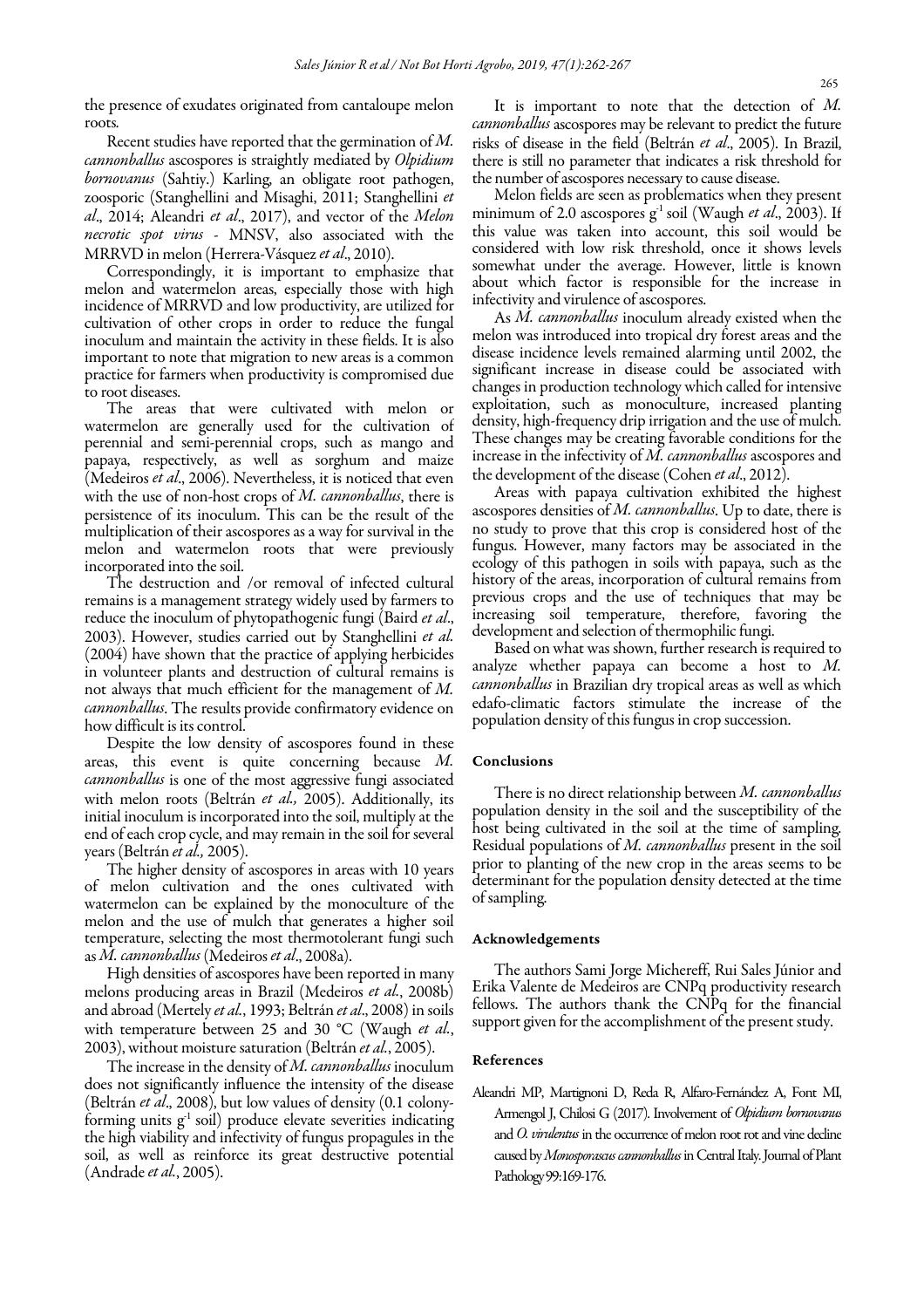the presence of exudates originated from cantaloupe melon roots.

Recent studies have reported that the germination of *M. cannonballus* ascospores is straightly mediated by *Olpidium bornovanus* (Sahtiy.) Karling, an obligate root pathogen, zoosporic (Stanghellini and Misaghi, 2011; Stanghellini *et al*., 2014; Aleandri *et al*., 2017), and vector of the *Melon necrotic spot virus* - MNSV, also associated with the MRRVD in melon (Herrera-Vásquez *et al*., 2010).

Correspondingly, it is important to emphasize that melon and watermelon areas, especially those with high incidence of MRRVD and low productivity, are utilized for cultivation of other crops in order to reduce the fungal inoculum and maintain the activity in these fields. It is also important to note that migration to new areas is a common practice for farmers when productivity is compromised due to root diseases.

The areas that were cultivated with melon or watermelon are generally used for the cultivation of perennial and semi-perennial crops, such as mango and papaya, respectively, as well as sorghum and maize (Medeiros *et al*., 2006). Nevertheless, it is noticed that even with the use of non-host crops of *M. cannonballus*, there is persistence of its inoculum. This can be the result of the multiplication of their ascospores as a way for survival in the melon and watermelon roots that were previously incorporated into the soil.

The destruction and /or removal of infected cultural remains is a management strategy widely used by farmers to reduce the inoculum of phytopathogenic fungi (Baird *et al*., 2003). However, studies carried out by Stanghellini *et al.* (2004) have shown that the practice of applying herbicides in volunteer plants and destruction of cultural remains is not always that much efficient for the management of *M. cannonballus*. The results provide confirmatory evidence on how difficult is its control.

Despite the low density of ascospores found in these areas, this event is quite concerning because *M. cannonballus* is one of the most aggressive fungi associated with melon roots (Beltrán *et al.,* 2005). Additionally, its initial inoculum is incorporated into the soil, multiply at the end of each crop cycle, and may remain in the soil for several years (Beltrán *et al.,* 2005).

The higher density of ascospores in areas with 10 years of melon cultivation and the ones cultivated with watermelon can be explained by the monoculture of the melon and the use of mulch that generates a higher soil temperature, selecting the most thermotolerant fungi such as *M. cannonballus* (Medeiros *et al*., 2008a).

High densities of ascospores have been reported in many melons producing areas in Brazil (Medeiros *et al.*, 2008b) and abroad (Mertely *et al.*, 1993; Beltrán *et al*., 2008) in soils with temperature between 25 and 30 °C (Waugh *et al.*, 2003), without moisture saturation (Beltrán *et al.*, 2005).

The increase in the density of *M. cannonballus* inoculum does not significantly influence the intensity of the disease (Beltrán *et al*., 2008), but low values of density (0.1 colony-forming units $g^{-1}$ soil) produce elevate severities indicating the high viability and infectivity of fungus propagules in the soil, as well as reinforce its great destructive potential (Andrade *et al.*, 2005).

It is important to note that the detection of *M. cannonballus* ascospores may be relevant to predict the future risks of disease in the field (Beltrán *et al*., 2005). In Brazil, there is still no parameter that indicates a risk threshold for the number of ascospores necessary to cause disease.

Melon fields are seen as problematics when they present minimum of 2.0 ascospores $g^{-1}$ soil (Waugh *et al*., 2003). If this value was taken into account, this soil would be considered with low risk threshold, once it shows levels somewhat under the average. However, little is known about which factor is responsible for the increase in infectivity and virulence of ascospores.

As *M. cannonballus* inoculum already existed when the melon was introduced into tropical dry forest areas and the disease incidence levels remained alarming until 2002, the significant increase in disease could be associated with changes in production technology which called for intensive exploitation, such as monoculture, increased planting density, high-frequency drip irrigation and the use of mulch. These changes may be creating favorable conditions for the increase in the infectivity of *M. cannonballus* ascospores and the development of the disease (Cohen *et al*., 2012).

Areas with papaya cultivation exhibited the highest ascospores densities of *M. cannonballus*. Up to date, there is no study to prove that this crop is considered host of the fungus. However, many factors may be associated in the ecology of this pathogen in soils with papaya, such as the history of the areas, incorporation of cultural remains from previous crops and the use of techniques that may be increasing soil temperature, therefore, favoring the development and selection of thermophilic fungi.

Based on what was shown, further research is required to analyze whether papaya can become a host to *M. cannonballus* in Brazilian dry tropical areas as well as which edafo-climatic factors stimulate the increase of the population density of this fungus in crop succession.

## Conclusions

There is no direct relationship between *M. cannonballus* population density in the soil and the susceptibility of the host being cultivated in the soil at the time of sampling. Residual populations of *M. cannonballus* present in the soil prior to planting of the new crop in the areas seems to be determinant for the population density detected at the time of sampling.

## Acknowledgements

The authors Sami Jorge Michereff, Rui Sales Júnior and Erika Valente de Medeiros are CNPq productivity research fellows. The authors thank the CNPq for the financial support given for the accomplishment of the present study.

## References

Aleandri MP, Martignoni D, Reda R, Alfaro-Fernández A, Font MI, Armengol J, Chilosi G (2017). Involvement of *Olpidium bornovanus* and *O. virulentus* in the occurrence of melon root rot and vine decline caused by *Monosporascus cannonballus* in Central Italy. Journal of Plant Pathology 99:169-176.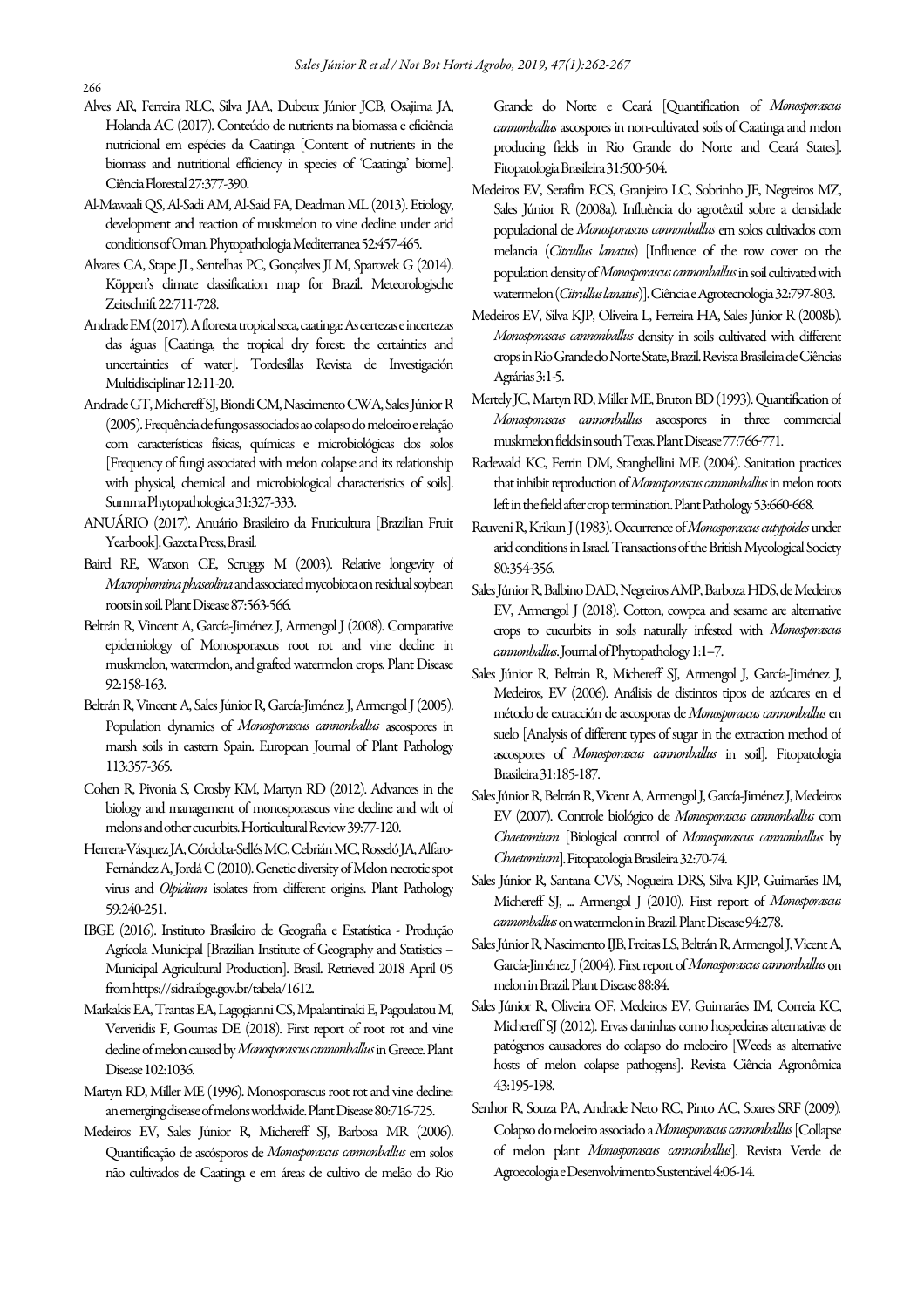Alves AR, Ferreira RLC, Silva JAA, Dubeux Júnior JCB, Osajima JA, Holanda AC (2017). Conteúdo de nutrients na biomassa e eficiência nutricional em espécies da Caatinga [Content of nutrients in the biomass and nutritional efficiency in species of 'Caatinga' biome]. Ciência Florestal 27:377-390.

Al-Mawaali QS, Al-Sadi AM, Al-Said FA, Deadman ML (2013). Etiology, development and reaction of muskmelon to vine decline under arid conditions of Oman. Phytopathologia Mediterranea 52:457-465.

Alvares CA, Stape JL, Sentelhas PC, Gonçalves JLM, Sparovek G (2014). Köppen's climate classification map for Brazil. Meteorologische Zeitschrift 22:711-728.

Andrade EM (2017). A floresta tropical seca, caatinga: As certezas e incertezas das águas [Caatinga, the tropical dry forest: the certainties and uncertainties of water]. Tordesillas Revista de Investigación Multidisciplinar 12:11-20.

Andrade GT, Michereff SJ, Biondi CM, Nascimento CWA, Sales Júnior R (2005). Frequência de fungos associados ao colapso do meloeiro e relação com características físicas, químicas e microbiológicas dos solos [Frequency of fungi associated with melon colapse and its relationship with physical, chemical and microbiological characteristics of soils]. Summa Phytopathologica 31:327-333.

ANUÁRIO (2017). Anuário Brasileiro da Fruticultura [Brazilian Fruit Yearbook]. Gazeta Press, Brasil.

Baird RE, Watson CE, Scruggs M (2003). Relative longevity of *Macrophomina phaseolina* and associated mycobiota on residual soybean roots in soil. Plant Disease 87:563-566.

Beltrán R, Vincent A, García-Jiménez J, Armengol J (2008). Comparative epidemiology of Monosporascus root rot and vine decline in muskmelon, watermelon, and grafted watermelon crops. Plant Disease 92:158-163.

Beltrán R, Vincent A, Sales Júnior R, García-Jiménez J, Armengol J (2005). Population dynamics of *Monosporascus cannonballus* ascospores in marsh soils in eastern Spain. European Journal of Plant Pathology 113:357-365.

Cohen R, Pivonia S, Crosby KM, Martyn RD (2012). Advances in the biology and management of monosporascus vine decline and wilt of melons and other cucurbits. Horticultural Review 39:77-120.

Herrera-Vásquez JA, Córdoba-Sellés MC, Cebrián MC, Rosseló JA, Alfaro-Fernández A, Jordá C (2010). Genetic diversity of Melon necrotic spot virus and *Olpidium* isolates from different origins. Plant Pathology 59:240-251.

IBGE (2016). Instituto Brasileiro de Geografia e Estatística - Produção Agrícola Municipal [Brazilian Institute of Geography and Statistics – Municipal Agricultural Production]. Brasil. Retrieved 2018 April 05 from https://sidra.ibge.gov.br/tabela/1612.

Markakis EA, Trantas EA, Lagogianni CS, Mpalantinaki E, Pagoulatou M, Ververidis F, Goumas DE (2018). First report of root rot and vine decline of melon caused by *Monosporascus cannonballus* in Greece. Plant Disease 102:1036.

Martyn RD, Miller ME (1996). Monosporascus root rot and vine decline: an emerging disease of melons worldwide. Plant Disease 80:716-725.

Medeiros EV, Sales Júnior R, Michereff SJ, Barbosa MR (2006). Quantificação de ascósporos de *Monosporascus cannonballus* em solos não cultivados de Caatinga e em áreas de cultivo de melão do Rio Grande do Norte e Ceará [Quantification of *Monosporascus cannonballus* ascospores in non-cultivated soils of Caatinga and melon producing fields in Rio Grande do Norte and Ceará States]. Fitopatologia Brasileira 31:500-504.

Medeiros EV, Serafim ECS, Granjeiro LC, Sobrinho JE, Negreiros MZ, Sales Júnior R (2008a). Influência do agrotêxtil sobre a densidade populacional de *Monosporascus cannonballus* em solos cultivados com melancia (*Citrullus lanatus*) [Influence of the row cover on the population density of *Monosporascus cannonballus* in soil cultivated with watermelon (*Citrullus lanatus*)]. Ciência e Agrotecnologia 32:797-803.

Medeiros EV, Silva KJP, Oliveira L, Ferreira HA, Sales Júnior R (2008b). *Monosporascus cannonballus* density in soils cultivated with different crops in Rio Grande do Norte State, Brazil. Revista Brasileira de Ciências Agrárias 3:1-5.

Mertely JC, Martyn RD, Miller ME, Bruton BD (1993). Quantification of *Monosporascus cannonballus* ascospores in three commercial muskmelon fields in south Texas. Plant Disease 77:766-771.

Radewald KC, Ferrin DM, Stanghellini ME (2004). Sanitation practices that inhibit reproduction of *Monosporascus cannonballus* in melon roots left in the field after crop termination. Plant Pathology 53:660-668.

Reuveni R, Krikun J (1983). Occurrence of *Monosporascus eutypoides* under arid conditions in Israel. Transactions of the British Mycological Society 80:354-356.

Sales Júnior R, Balbino DAD, Negreiros AMP, Barboza HDS, de Medeiros EV, Armengol J (2018). Cotton, cowpea and sesame are alternative crops to cucurbits in soils naturally infested with *Monosporascus cannonballus*. Journal of Phytopathology 1:1–7.

Sales Júnior R, Beltrán R, Michereff SJ, Armengol J, García-Jiménez J, Medeiros, EV (2006). Análisis de distintos tipos de azúcares en el método de extracción de ascosporas de *Monosporascus cannonballus* en suelo [Analysis of different types of sugar in the extraction method of ascospores of *Monosporascus cannonballus* in soil]. Fitopatologia Brasileira 31:185-187.

Sales Júnior R, Beltrán R, Vicent A, Armengol J, García-Jiménez J, Medeiros EV (2007). Controle biológico de *Monosporascus cannonballus* com *Chaetomium* [Biological control of *Monosporascus cannonballus* by *Chaetomium*]. Fitopatologia Brasileira 32:70-74.

Sales Júnior R, Santana CVS, Nogueira DRS, Silva KJP, Guimarães IM, Michereff SJ, ... Armengol J (2010). First report of *Monosporascus cannonballus* on watermelon in Brazil. Plant Disease 94:278.

Sales Júnior R, Nascimento IJB, Freitas LS, Beltrán R, Armengol J, Vicent A, García-Jiménez J (2004). First report of *Monosporascus cannonballus* on melon in Brazil. Plant Disease 88:84.

Sales Júnior R, Oliveira OF, Medeiros EV, Guimarães IM, Correia KC, Michereff SJ (2012). Ervas daninhas como hospedeiras alternativas de patógenos causadores do colapso do meloeiro [Weeds as alternative hosts of melon colapse pathogens]. Revista Ciência Agronômica 43:195-198.

Senhor R, Souza PA, Andrade Neto RC, Pinto AC, Soares SRF (2009). Colapso do meloeiro associado a *Monosporascus cannonballus* [Collapse of melon plant *Monosporascus cannonballus*]. Revista Verde de Agroecologia e Desenvolvimento Sustentável 4:06-14.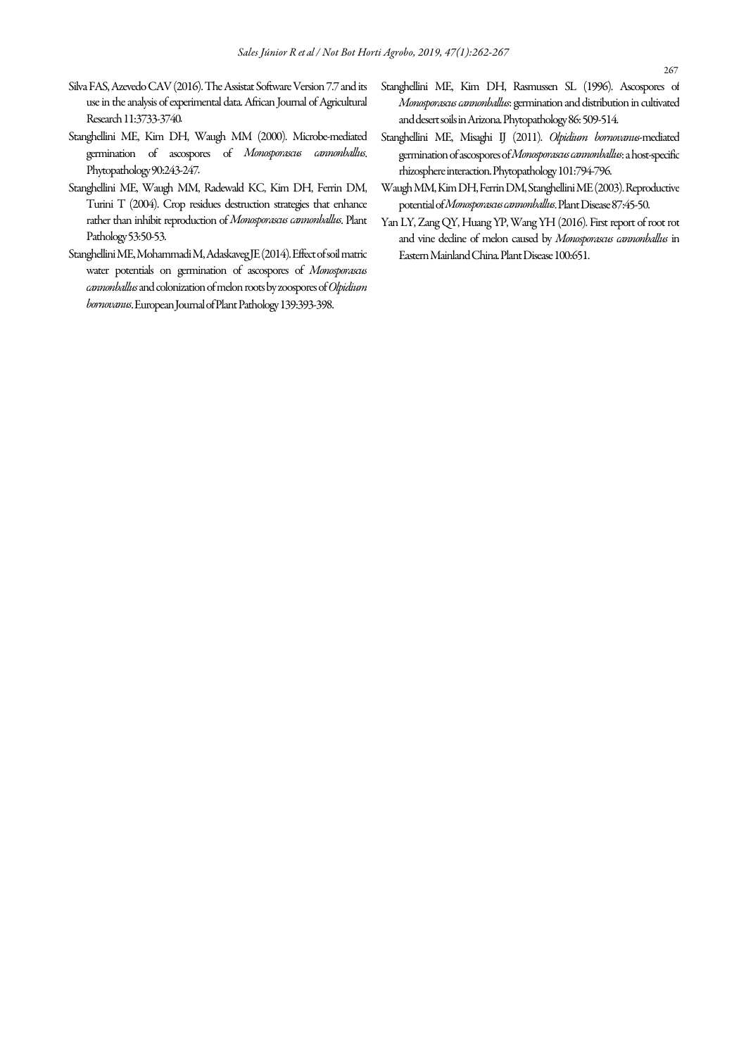Silva FAS, Azevedo CAV (2016). The Assistat Software Version 7.7 and its use in the analysis of experimental data. African Journal of Agricultural Research 11:3733-3740.

Stanghellini ME, Kim DH, Waugh MM (2000). Microbe-mediated germination of ascospores of *Monosporascus cannonballus*. Phytopathology 90:243-247.

Stanghellini ME, Waugh MM, Radewald KC, Kim DH, Ferrin DM, Turini T (2004). Crop residues destruction strategies that enhance rather than inhibit reproduction of *Monosporascus cannonballus*. Plant Pathology 53:50-53.

Stanghellini ME, Mohammadi M, Adaskaveg JE (2014). Effect of soil matric water potentials on germination of ascospores of *Monosporascus cannonballus* and colonization of melon roots by zoospores of *Olpidium bornovanus*. European Journal of Plant Pathology 139:393-398.

Stanghellini ME, Kim DH, Rasmussen SL (1996). Ascospores of *Monosporascus cannonballus*: germination and distribution in cultivated and desert soils in Arizona. Phytopathology 86: 509-514.

Stanghellini ME, Misaghi IJ (2011). *Olpidium bornovanus*-mediated germination of ascospores of *Monosporascus cannonballus*: a host-specific rhizosphere interaction. Phytopathology 101:794-796.

Waugh MM, Kim DH, Ferrin DM, Stanghellini ME (2003). Reproductive potential of *Monosporascus cannonballus*. Plant Disease 87:45-50.

Yan LY, Zang QY, Huang YP, Wang YH (2016). First report of root rot and vine decline of melon caused by *Monosporascus cannonballus* in Eastern Mainland China. Plant Disease 100:651.